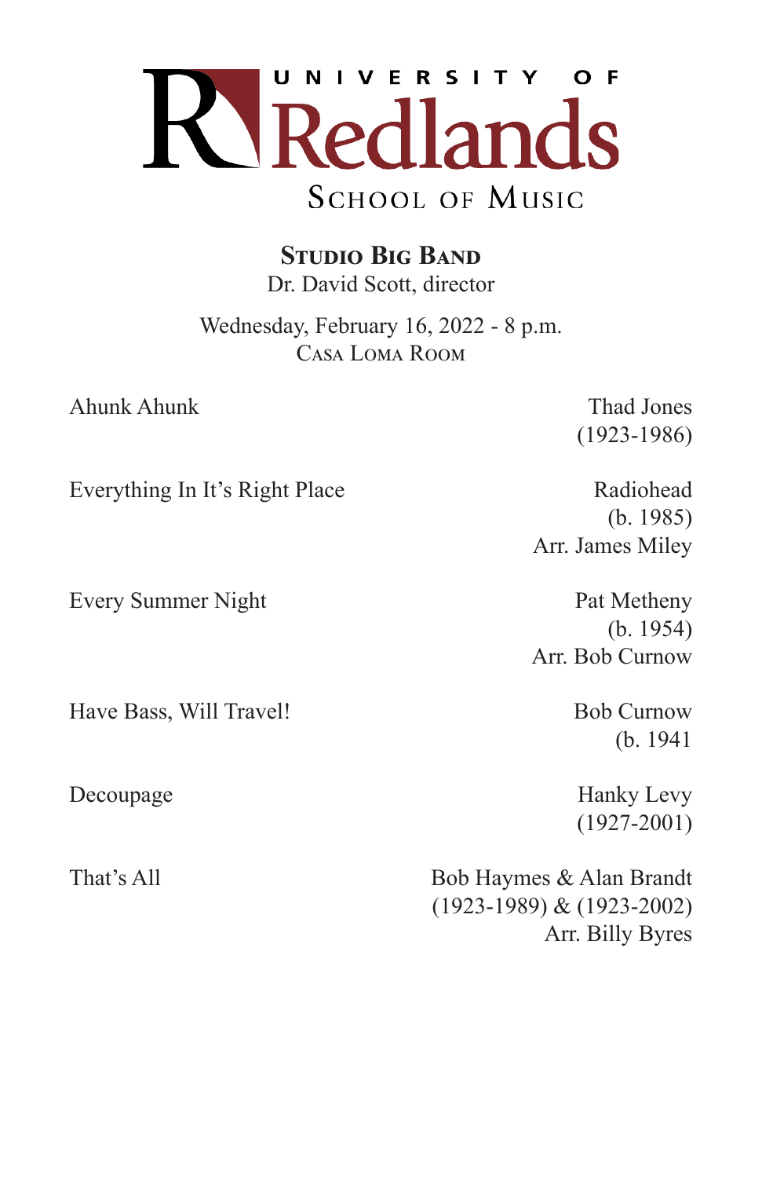UNIVERSITY OF

# Redlands

SCHOOL OF MUSIC

## Studio Big Band

Dr. David Scott, director

Wednesday, February 16, 2022 - 8 p.m.
Casa Loma Room

| | |
|---|---|
| Ahunk Ahunk | Thad Jones (1923-1986) |
| Everything In It's Right Place | Radiohead (b. 1985) Arr. James Miley |
| Every Summer Night | Pat Metheny (b. 1954) Arr. Bob Curnow |
| Have Bass, Will Travel! | Bob Curnow (b. 1941 |
| Decoupage | Hanky Levy (1927-2001) |
| That's All | Bob Haymes & Alan Brandt (1923-1989) & (1923-2002) Arr. Billy Byres |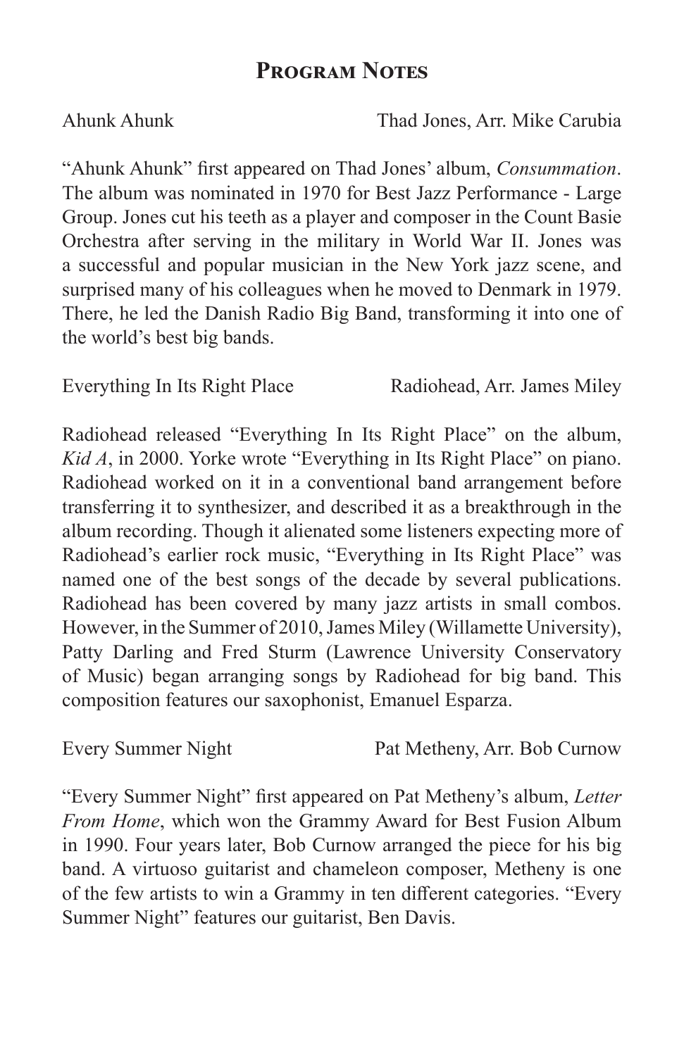## Program Notes

Ahunk Ahunk — Thad Jones, Arr. Mike Carubia

"Ahunk Ahunk" first appeared on Thad Jones' album, *Consummation*. The album was nominated in 1970 for Best Jazz Performance - Large Group. Jones cut his teeth as a player and composer in the Count Basie Orchestra after serving in the military in World War II. Jones was a successful and popular musician in the New York jazz scene, and surprised many of his colleagues when he moved to Denmark in 1979. There, he led the Danish Radio Big Band, transforming it into one of the world's best big bands.

Everything In Its Right Place — Radiohead, Arr. James Miley

Radiohead released "Everything In Its Right Place" on the album, *Kid A*, in 2000. Yorke wrote "Everything in Its Right Place" on piano. Radiohead worked on it in a conventional band arrangement before transferring it to synthesizer, and described it as a breakthrough in the album recording. Though it alienated some listeners expecting more of Radiohead's earlier rock music, "Everything in Its Right Place" was named one of the best songs of the decade by several publications. Radiohead has been covered by many jazz artists in small combos. However, in the Summer of 2010, James Miley (Willamette University), Patty Darling and Fred Sturm (Lawrence University Conservatory of Music) began arranging songs by Radiohead for big band. This composition features our saxophonist, Emanuel Esparza.

Every Summer Night — Pat Metheny, Arr. Bob Curnow

"Every Summer Night" first appeared on Pat Metheny's album, *Letter From Home*, which won the Grammy Award for Best Fusion Album in 1990. Four years later, Bob Curnow arranged the piece for his big band. A virtuoso guitarist and chameleon composer, Metheny is one of the few artists to win a Grammy in ten different categories. "Every Summer Night" features our guitarist, Ben Davis.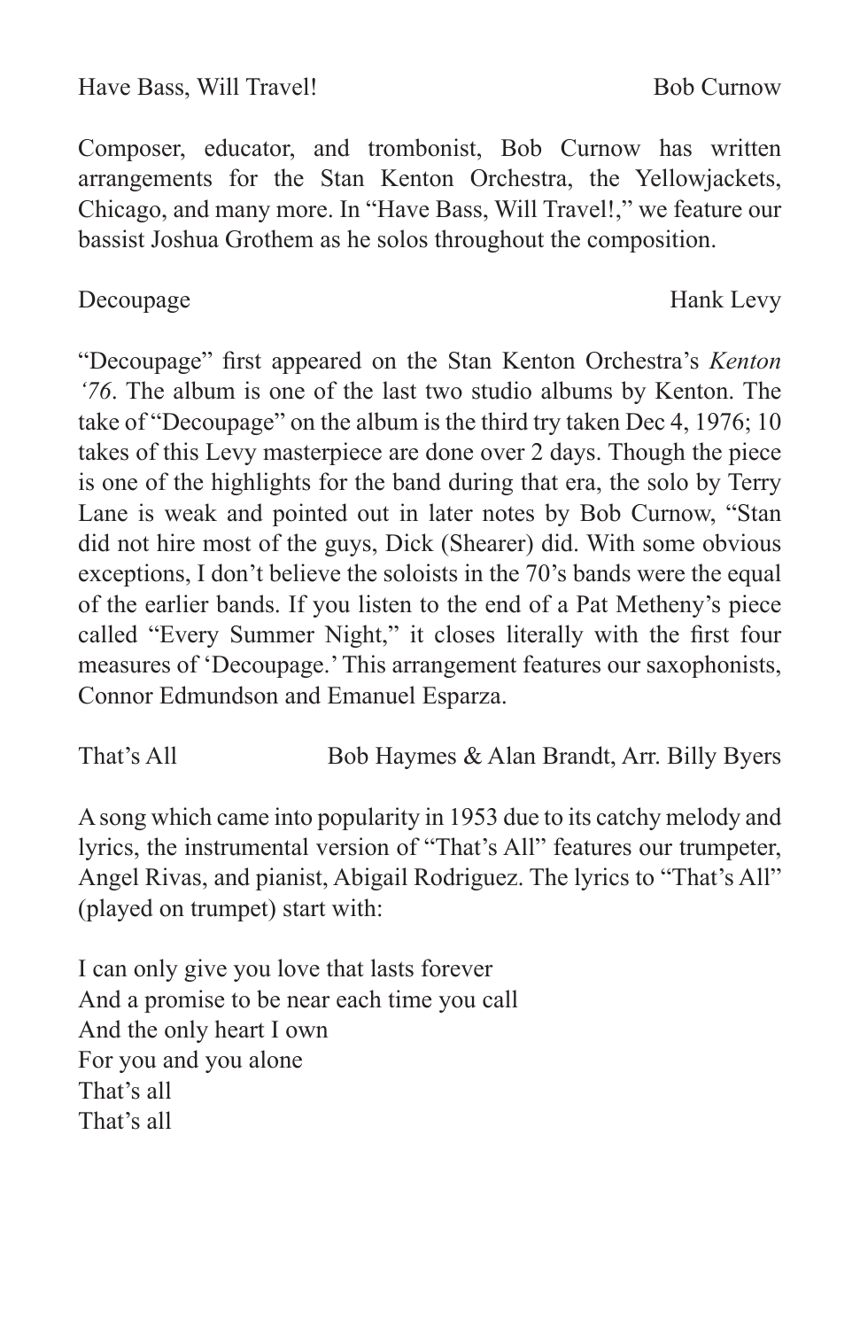Have Bass, Will Travel! Bob Curnow

Composer, educator, and trombonist, Bob Curnow has written arrangements for the Stan Kenton Orchestra, the Yellowjackets, Chicago, and many more. In "Have Bass, Will Travel!," we feature our bassist Joshua Grothem as he solos throughout the composition.

Decoupage Hank Levy

"Decoupage" first appeared on the Stan Kenton Orchestra's *Kenton '76*. The album is one of the last two studio albums by Kenton. The take of "Decoupage" on the album is the third try taken Dec 4, 1976; 10 takes of this Levy masterpiece are done over 2 days. Though the piece is one of the highlights for the band during that era, the solo by Terry Lane is weak and pointed out in later notes by Bob Curnow, "Stan did not hire most of the guys, Dick (Shearer) did. With some obvious exceptions, I don't believe the soloists in the 70's bands were the equal of the earlier bands. If you listen to the end of a Pat Metheny's piece called "Every Summer Night," it closes literally with the first four measures of 'Decoupage.' This arrangement features our saxophonists, Connor Edmundson and Emanuel Esparza.

That's All Bob Haymes & Alan Brandt, Arr. Billy Byers

A song which came into popularity in 1953 due to its catchy melody and lyrics, the instrumental version of "That's All" features our trumpeter, Angel Rivas, and pianist, Abigail Rodriguez. The lyrics to "That's All" (played on trumpet) start with:

I can only give you love that lasts forever
And a promise to be near each time you call
And the only heart I own
For you and you alone
That's all
That's all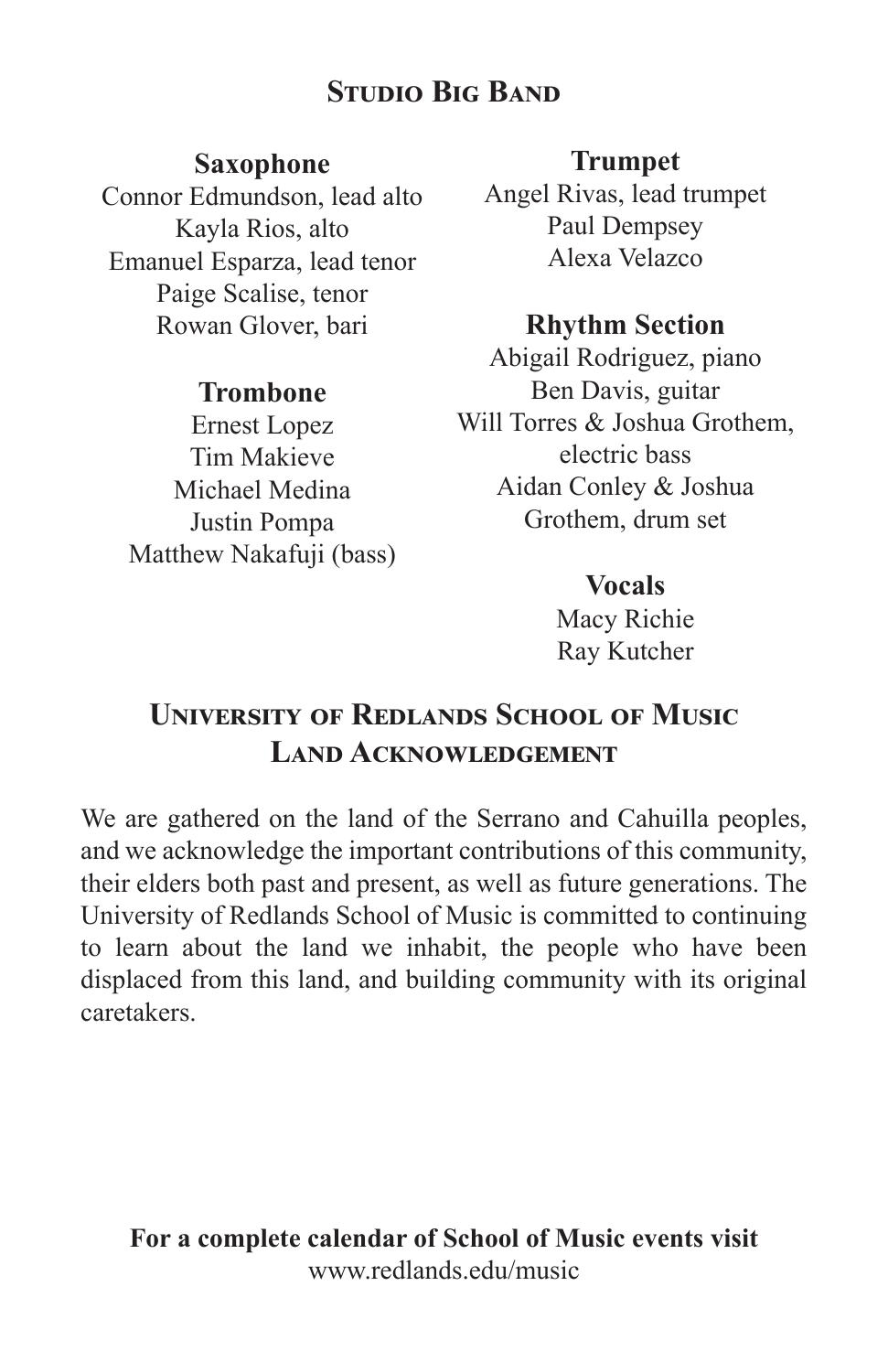## Studio Big Band

### Saxophone

Connor Edmundson, lead alto
Kayla Rios, alto
Emanuel Esparza, lead tenor
Paige Scalise, tenor
Rowan Glover, bari

### Trombone

Ernest Lopez
Tim Makieve
Michael Medina
Justin Pompa
Matthew Nakafuji (bass)

### Trumpet

Angel Rivas, lead trumpet
Paul Dempsey
Alexa Velazco

### Rhythm Section

Abigail Rodriguez, piano
Ben Davis, guitar
Will Torres & Joshua Grothem, electric bass
Aidan Conley & Joshua Grothem, drum set

### Vocals

Macy Richie
Ray Kutcher

## University of Redlands School of Music Land Acknowledgement

We are gathered on the land of the Serrano and Cahuilla peoples, and we acknowledge the important contributions of this community, their elders both past and present, as well as future generations. The University of Redlands School of Music is committed to continuing to learn about the land we inhabit, the people who have been displaced from this land, and building community with its original caretakers.

**For a complete calendar of School of Music events visit**
www.redlands.edu/music